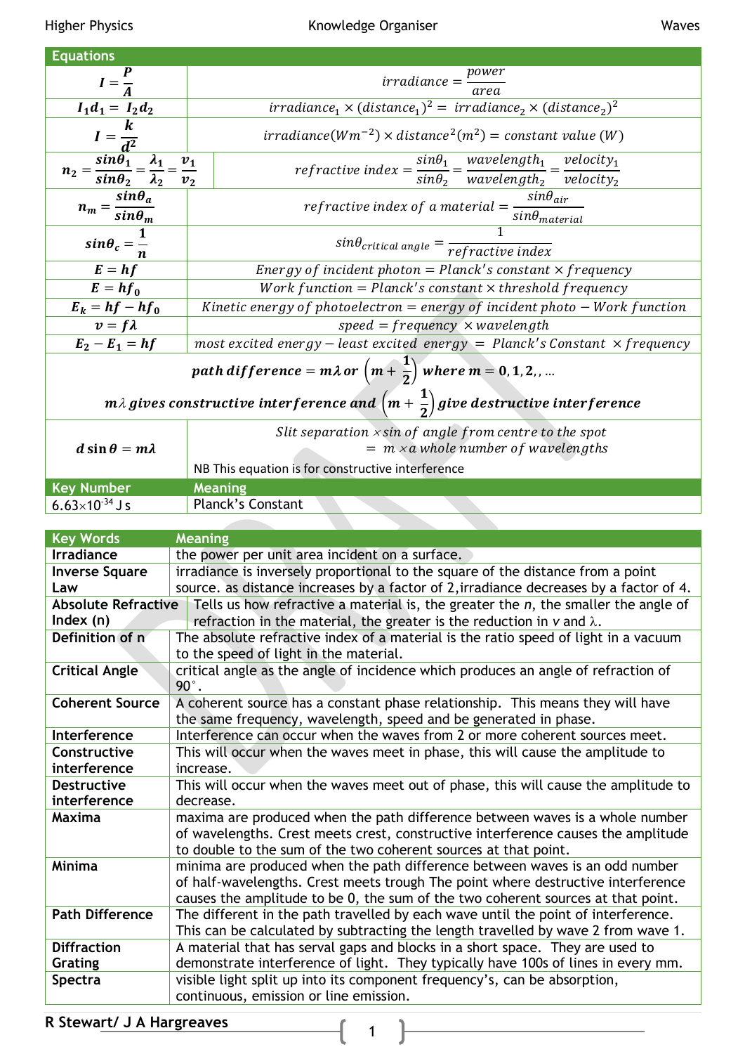| Equations | |
|---|---|
| $I = \frac{P}{A}$ | $irradiance = \frac{power}{area}$ |
| $I_1 d_1 = I_2 d_2$ | $irradiance_1 \times (distance_1)^2 = irradiance_2 \times (distance_2)^2$ |
| $I = \frac{k}{d^2}$ | $irradiance (Wm^{-2}) \times distance^2 (m^2) = constant\ value\ (W)$ |
| $n_2 = \frac{\sin\theta_1}{\sin\theta_2} = \frac{\lambda_1}{\lambda_2} = \frac{v_1}{v_2}$ | $refractive\ index = \frac{\sin\theta_1}{\sin\theta_2} = \frac{wavelength_1}{wavelength_2} = \frac{velocity_1}{velocity_2}$ |
| $n_m = \frac{\sin\theta_a}{\sin\theta_m}$ | $refractive\ index\ of\ a\ material = \frac{\sin\theta_{air}}{\sin\theta_{material}}$ |
| $\sin\theta_c = \frac{1}{n}$ | $\sin\theta_{critical\ angle} = \frac{1}{refractive\ index}$ |
| $E = hf$ | $Energy\ of\ incident\ photon = Planck's\ constant \times frequency$ |
| $E = hf_0$ | $Work\ function = Planck's\ constant \times threshold\ frequency$ |
| $E_k = hf - hf_0$ | $Kinetic\ energy\ of\ photoelectron = energy\ of\ incident\ photo - Work\ function$ |
| $v = f\lambda$ | $speed = frequency \times wavelength$ |
| $E_2 - E_1 = hf$ | $most\ excited\ energy - least\ excited\ energy = Planck's\ Constant \times frequency$ |
| $path\ difference = m\lambda\ or\ \left(m + \frac{1}{2}\right)\ where\ m = 0, 1, 2,, \ldots$ <br> $m\lambda\ gives\ constructive\ interference\ and\ \left(m + \frac{1}{2}\right)\ give\ destructive\ interference$ | |
| $d \sin\theta = m\lambda$ | $Slit\ separation \times sin\ of\ angle\ from\ centre\ to\ the\ spot = m \times a\ whole\ number\ of\ wavelengths$ <br> NB This equation is for constructive interference |

| Key Number | Meaning |
|---|---|
| $6.63 \times 10^{-34}$ J s | Planck's Constant |

| Key Words | Meaning |
|---|---|
| **Irradiance** | the power per unit area incident on a surface. |
| **Inverse Square Law** | irradiance is inversely proportional to the square of the distance from a point source. as distance increases by a factor of 2,irradiance decreases by a factor of 4. |
| **Absolute Refractive Index (n)** | Tells us how refractive a material is, the greater the *n*, the smaller the angle of refraction in the material, the greater is the reduction in *v* and $\lambda$. |
| **Definition of n** | The absolute refractive index of a material is the ratio speed of light in a vacuum to the speed of light in the material. |
| **Critical Angle** | critical angle as the angle of incidence which produces an angle of refraction of 90˚. |
| **Coherent Source** | A coherent source has a constant phase relationship. This means they will have the same frequency, wavelength, speed and be generated in phase. |
| **Interference** | Interference can occur when the waves from 2 or more coherent sources meet. |
| **Constructive interference** | This will occur when the waves meet in phase, this will cause the amplitude to increase. |
| **Destructive interference** | This will occur when the waves meet out of phase, this will cause the amplitude to decrease. |
| **Maxima** | maxima are produced when the path difference between waves is a whole number of wavelengths. Crest meets crest, constructive interference causes the amplitude to double to the sum of the two coherent sources at that point. |
| **Minima** | minima are produced when the path difference between waves is an odd number of half-wavelengths. Crest meets trough The point where destructive interference causes the amplitude to be 0, the sum of the two coherent sources at that point. |
| **Path Difference** | The different in the path travelled by each wave until the point of interference. This can be calculated by subtracting the length travelled by wave 2 from wave 1. |
| **Diffraction Grating** | A material that has serval gaps and blocks in a short space. They are used to demonstrate interference of light. They typically have 100s of lines in every mm. |
| **Spectra** | visible light split up into its component frequency's, can be absorption, continuous, emission or line emission. |

**R Stewart/ J A Hargreaves**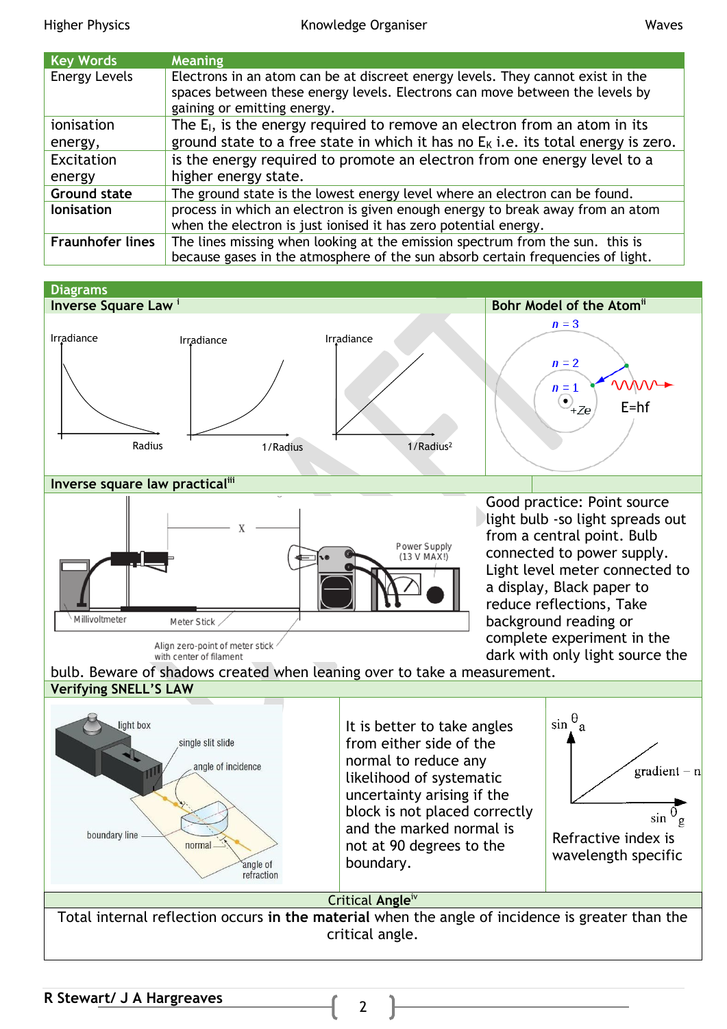| Key Words | Meaning |
| --- | --- |
| Energy Levels | Electrons in an atom can be at discreet energy levels. They cannot exist in the spaces between these energy levels. Electrons can move between the levels by gaining or emitting energy. |
| ionisation energy, | The $E_I$, is the energy required to remove an electron from an atom in its ground state to a free state in which it has no $E_K$ i.e. its total energy is zero. |
| Excitation energy | is the energy required to promote an electron from one energy level to a higher energy state. |
| **Ground state** | The ground state is the lowest energy level where an electron can be found. |
| **Ionisation** | process in which an electron is given enough energy to break away from an atom when the electron is just ionised it has zero potential energy. |
| **Fraunhofer lines** | The lines missing when looking at the emission spectrum from the sun. this is because gases in the atmosphere of the sun absorb certain frequencies of light. |

## Diagrams

### Inverse Square Law[i]

Irradiance vs Radius; Irradiance vs 1/Radius; Irradiance vs 1/Radius²

### Bohr Model of the Atom[ii]

$n = 3$, $n = 2$, $n = 1$, $+Ze$, E=hf

### Inverse square law practical[iii]

X; Power Supply (13 V MAX!); Millivoltmeter; Meter Stick; Align zero-point of meter stick with center of filament

Good practice: Point source light bulb -so light spreads out from a central point. Bulb connected to power supply. Light level meter connected to a display, Black paper to reduce reflections, Take background reading or complete experiment in the dark with only light source the bulb. Beware of shadows created when leaning over to take a measurement.

### Verifying SNELL'S LAW

light box; single slit slide; angle of incidence; boundary line; normal; angle of refraction

It is better to take angles from either side of the normal to reduce any likelihood of systematic uncertainty arising if the block is not placed correctly and the marked normal is not at 90 degrees to the boundary.

$\sin \theta_a$ vs $\sin \theta_g$; gradient = n

Refractive index is wavelength specific

### Critical Angle[iv]

Total internal reflection occurs **in the material** when the angle of incidence is greater than the critical angle.

R Stewart/ J A Hargreaves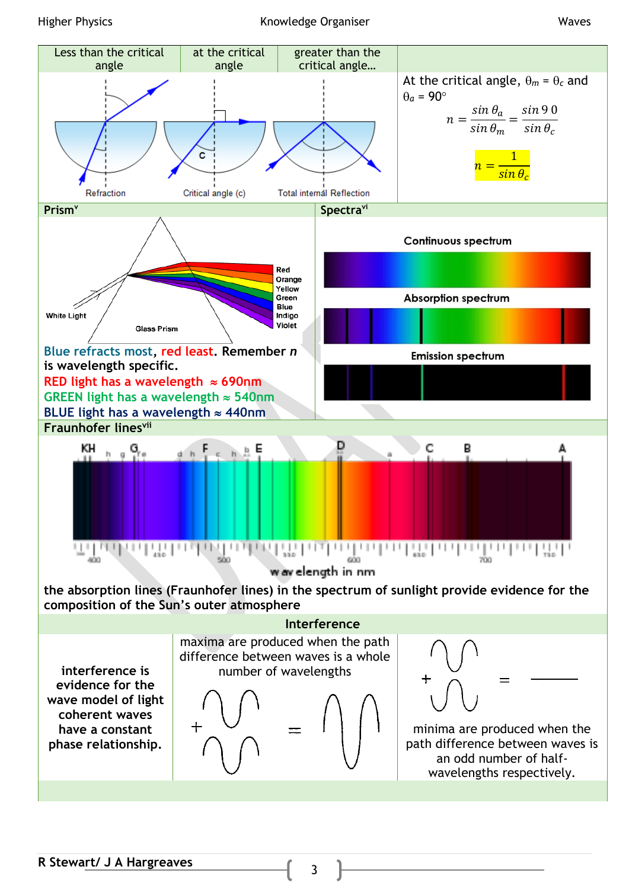| Less than the critical angle | at the critical angle | greater than the critical angle… | |
|---|---|---|---|
| Refraction | Critical angle (c) | Total internal Reflection | At the critical angle, $\theta_m = \theta_c$ and $\theta_a = 90°$ $$n = \frac{\sin\theta_a}{\sin\theta_m} = \frac{\sin 90}{\sin\theta_c}$$ $$n = \frac{1}{\sin\theta_c}$$ |

## Prism[v]

White Light

Glass Prism

Red, Orange, Yellow, Green, Blue, Indigo, Violet

Blue refracts most, red least. Remember $n$ is wavelength specific.

RED light has a wavelength ≈ 690nm

GREEN light has a wavelength ≈ 540nm

BLUE light has a wavelength ≈ 440nm

## Spectra[vi]

Continuous spectrum

Absorption spectrum

Emission spectrum

## Fraunhofer lines[vii]

KH h g G e d h F c h b E D a C B A

400 450 500 550 600 650 700 750

wavelength in nm

the absorption lines (Fraunhofer lines) in the spectrum of sunlight provide evidence for the composition of the Sun's outer atmosphere

## Interference

| | | |
|---|---|---|
| interference is evidence for the wave model of light coherent waves have a constant phase relationship. | maxima are produced when the path difference between waves is a whole number of wavelengths | minima are produced when the path difference between waves is an odd number of half-wavelengths respectively. |

R Stewart/ J A Hargreaves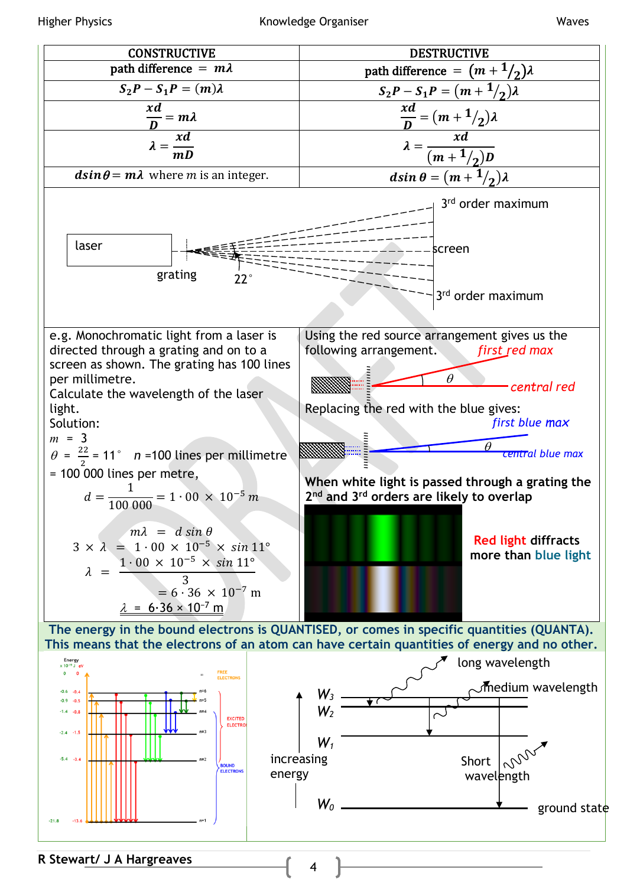| CONSTRUCTIVE | DESTRUCTIVE |
| --- | --- |
| path difference $= m\lambda$ | path difference $= (m + {}^{1}/_{2})\lambda$ |
| $S_2P - S_1P = (m)\lambda$ | $S_2P - S_1P = (m + {}^{1}/_{2})\lambda$ |
| $\frac{xd}{D} = m\lambda$ | $\frac{xd}{D} = (m + {}^{1}/_{2})\lambda$ |
| $\lambda = \frac{xd}{mD}$ | $\lambda = \frac{xd}{(m + {}^{1}/_{2})D}$ |
| $d\sin\theta = m\lambda$ where $m$ is an integer. | $d\sin\theta = (m + {}^{1}/_{2})\lambda$ |

laser, grating, 22°, screen, 3rd order maximum, 3rd order maximum

e.g. Monochromatic light from a laser is directed through a grating and on to a screen as shown. The grating has 100 lines per millimetre.
Calculate the wavelength of the laser light.

Solution:

$m = 3$

$\theta = \frac{22}{2} = 11^\circ$ $n$ = 100 lines per millimetre

= 100 000 lines per metre,

$$d = \frac{1}{100\,000} = 1\cdot00 \times 10^{-5}\ m$$

$$m\lambda = d\sin\theta$$

$$3 \times \lambda = 1\cdot00 \times 10^{-5} \times \sin 11^\circ$$

$$\lambda = \frac{1\cdot00 \times 10^{-5} \times \sin 11^\circ}{3} = 6\cdot36 \times 10^{-7}\ \text{m}$$

$\lambda = 6{\cdot}36 \times 10^{-7}$ m

Using the red source arrangement gives us the following arrangement. *first red max*, $\theta$, *central red*

Replacing the red with the blue gives: *first blue max*, $\theta$, *central blue max*

**When white light is passed through a grating the 2nd and 3rd orders are likely to overlap**

**Red light diffracts more than blue light**

**The energy in the bound electrons is QUANTISED, or comes in specific quantities (QUANTA). This means that the electrons of an atom can have certain quantities of energy and no other.**

Energy ($\times 10^{-19}$ J, eV): 0, 0; -0.6, -0.4 (n=6); -0.9, -0.5 (n=5); -1.4, -0.8 (n=4); -2.4, -1.5 (n=3); -5.4, -3.4 (n=2); -21.8, -13.6 (n=1). FREE ELECTRONS, EXCITED ELECTRONS, BOUND ELECTRONS.

$W_3$, $W_2$, $W_1$, $W_0$; increasing energy; long wavelength; medium wavelength; Short wavelength; ground state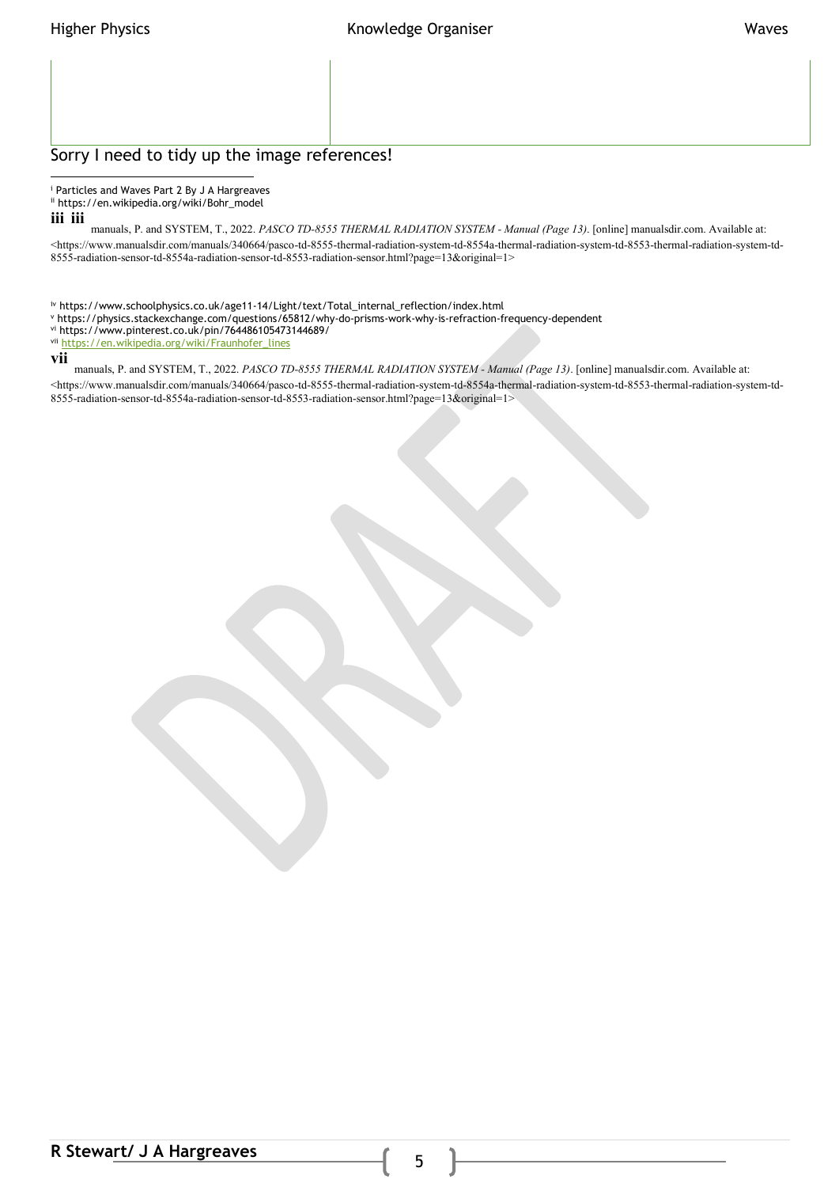Sorry I need to tidy up the image references!

---

[i] Particles and Waves Part 2 By J A Hargreaves

[ii] https://en.wikipedia.org/wiki/Bohr_model

**iii iii** manuals, P. and SYSTEM, T., 2022. *PASCO TD-8555 THERMAL RADIATION SYSTEM - Manual (Page 13)*. [online] manualsdir.com. Available at: <https://www.manualsdir.com/manuals/340664/pasco-td-8555-thermal-radiation-system-td-8554a-thermal-radiation-system-td-8553-thermal-radiation-system-td-8555-radiation-sensor-td-8554a-radiation-sensor-td-8553-radiation-sensor.html?page=13&original=1>

[iv] https://www.schoolphysics.co.uk/age11-14/Light/text/Total_internal_reflection/index.html

[v] https://physics.stackexchange.com/questions/65812/why-do-prisms-work-why-is-refraction-frequency-dependent

[vi] https://www.pinterest.co.uk/pin/764486105473144689/

[vii] https://en.wikipedia.org/wiki/Fraunhofer_lines

**vii** manuals, P. and SYSTEM, T., 2022. *PASCO TD-8555 THERMAL RADIATION SYSTEM - Manual (Page 13)*. [online] manualsdir.com. Available at: <https://www.manualsdir.com/manuals/340664/pasco-td-8555-thermal-radiation-system-td-8554a-thermal-radiation-system-td-8553-thermal-radiation-system-td-8555-radiation-sensor-td-8554a-radiation-sensor-td-8553-radiation-sensor.html?page=13&original=1>